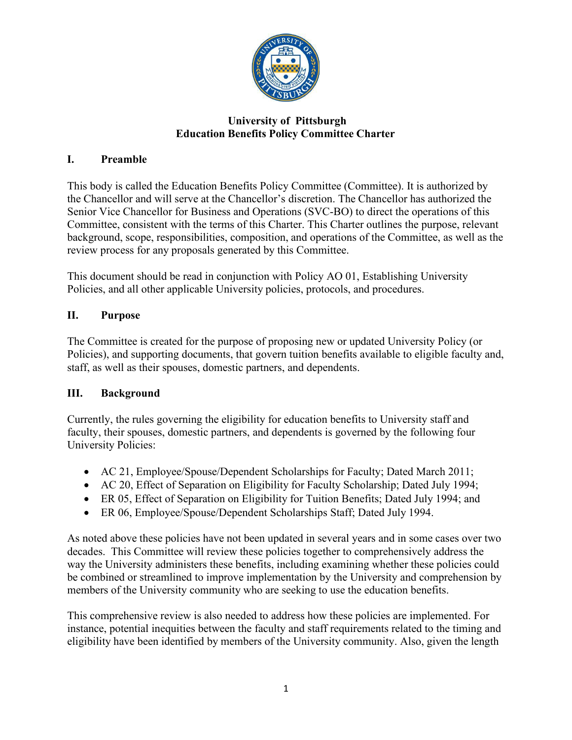# University of Pittsburgh
# Education Benefits Policy Committee Charter

## I. Preamble

This body is called the Education Benefits Policy Committee (Committee). It is authorized by the Chancellor and will serve at the Chancellor's discretion. The Chancellor has authorized the Senior Vice Chancellor for Business and Operations (SVC-BO) to direct the operations of this Committee, consistent with the terms of this Charter. This Charter outlines the purpose, relevant background, scope, responsibilities, composition, and operations of the Committee, as well as the review process for any proposals generated by this Committee.

This document should be read in conjunction with Policy AO 01, Establishing University Policies, and all other applicable University policies, protocols, and procedures.

## II. Purpose

The Committee is created for the purpose of proposing new or updated University Policy (or Policies), and supporting documents, that govern tuition benefits available to eligible faculty and, staff, as well as their spouses, domestic partners, and dependents.

## III. Background

Currently, the rules governing the eligibility for education benefits to University staff and faculty, their spouses, domestic partners, and dependents is governed by the following four University Policies:

- AC 21, Employee/Spouse/Dependent Scholarships for Faculty; Dated March 2011;
- AC 20, Effect of Separation on Eligibility for Faculty Scholarship; Dated July 1994;
- ER 05, Effect of Separation on Eligibility for Tuition Benefits; Dated July 1994; and
- ER 06, Employee/Spouse/Dependent Scholarships Staff; Dated July 1994.

As noted above these policies have not been updated in several years and in some cases over two decades. This Committee will review these policies together to comprehensively address the way the University administers these benefits, including examining whether these policies could be combined or streamlined to improve implementation by the University and comprehension by members of the University community who are seeking to use the education benefits.

This comprehensive review is also needed to address how these policies are implemented. For instance, potential inequities between the faculty and staff requirements related to the timing and eligibility have been identified by members of the University community. Also, given the length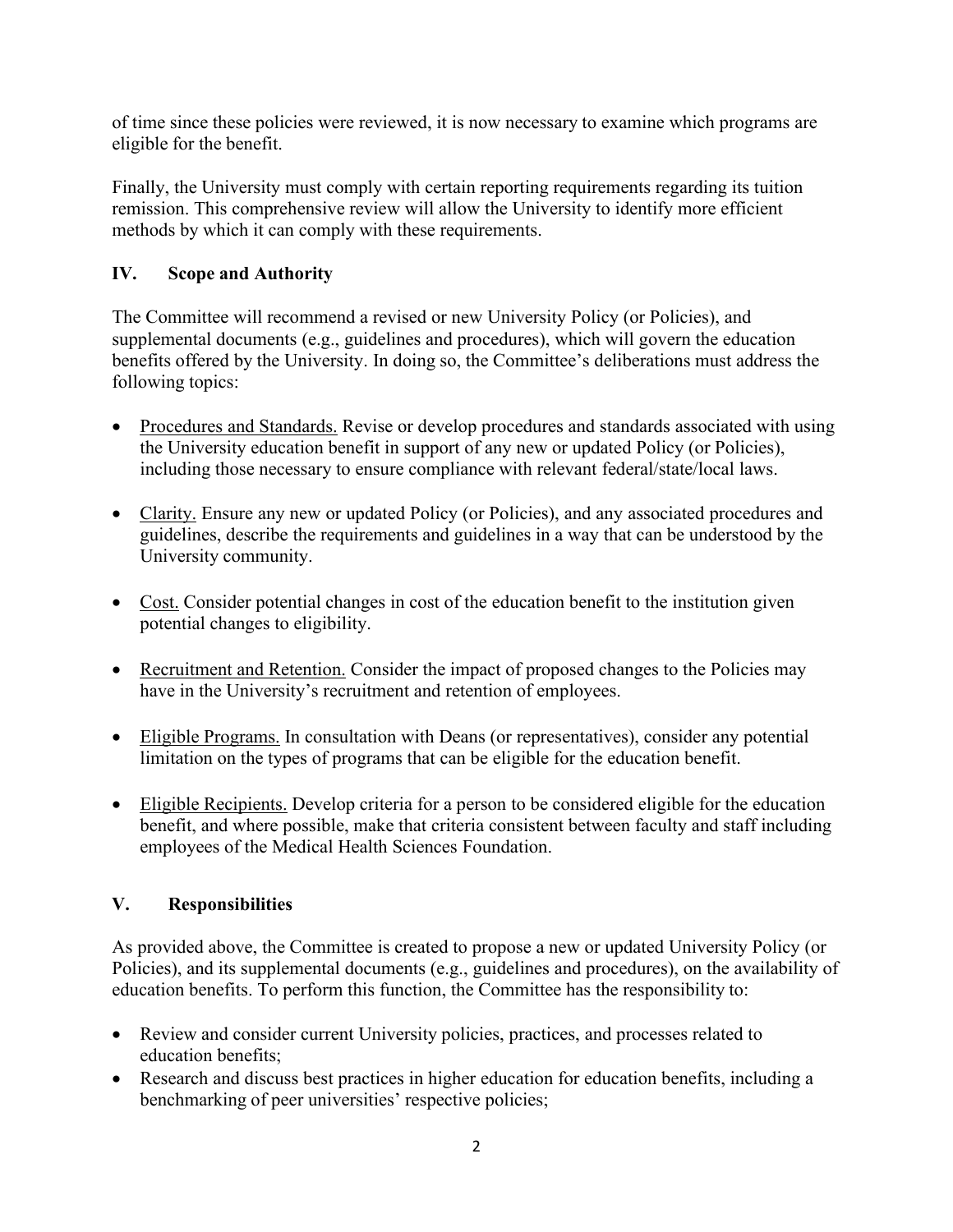of time since these policies were reviewed, it is now necessary to examine which programs are eligible for the benefit.

Finally, the University must comply with certain reporting requirements regarding its tuition remission. This comprehensive review will allow the University to identify more efficient methods by which it can comply with these requirements.

## IV. Scope and Authority

The Committee will recommend a revised or new University Policy (or Policies), and supplemental documents (e.g., guidelines and procedures), which will govern the education benefits offered by the University. In doing so, the Committee's deliberations must address the following topics:

- Procedures and Standards. Revise or develop procedures and standards associated with using the University education benefit in support of any new or updated Policy (or Policies), including those necessary to ensure compliance with relevant federal/state/local laws.
- Clarity. Ensure any new or updated Policy (or Policies), and any associated procedures and guidelines, describe the requirements and guidelines in a way that can be understood by the University community.
- Cost. Consider potential changes in cost of the education benefit to the institution given potential changes to eligibility.
- Recruitment and Retention. Consider the impact of proposed changes to the Policies may have in the University's recruitment and retention of employees.
- Eligible Programs. In consultation with Deans (or representatives), consider any potential limitation on the types of programs that can be eligible for the education benefit.
- Eligible Recipients. Develop criteria for a person to be considered eligible for the education benefit, and where possible, make that criteria consistent between faculty and staff including employees of the Medical Health Sciences Foundation.

## V. Responsibilities

As provided above, the Committee is created to propose a new or updated University Policy (or Policies), and its supplemental documents (e.g., guidelines and procedures), on the availability of education benefits. To perform this function, the Committee has the responsibility to:

- Review and consider current University policies, practices, and processes related to education benefits;
- Research and discuss best practices in higher education for education benefits, including a benchmarking of peer universities' respective policies;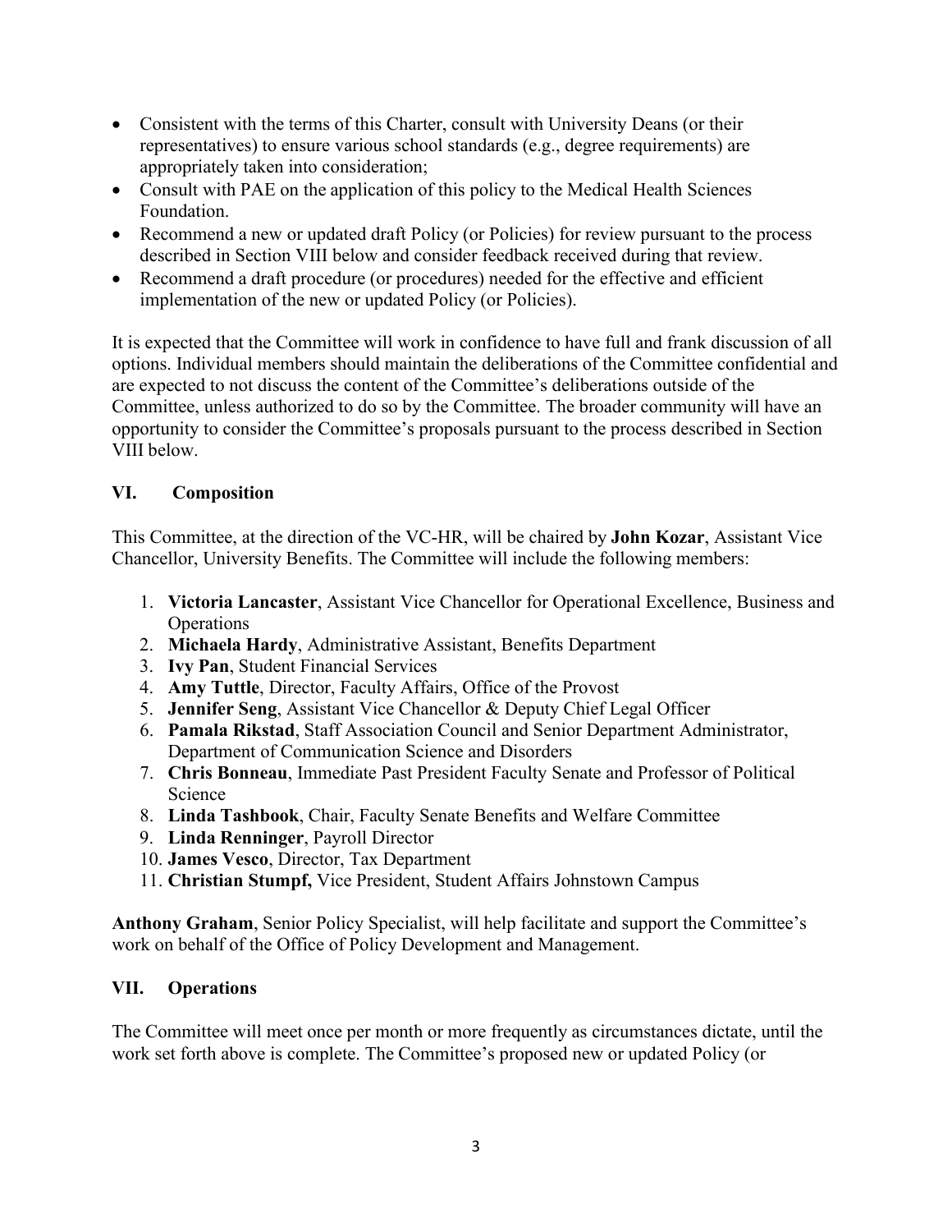- Consistent with the terms of this Charter, consult with University Deans (or their representatives) to ensure various school standards (e.g., degree requirements) are appropriately taken into consideration;
- Consult with PAE on the application of this policy to the Medical Health Sciences Foundation.
- Recommend a new or updated draft Policy (or Policies) for review pursuant to the process described in Section VIII below and consider feedback received during that review.
- Recommend a draft procedure (or procedures) needed for the effective and efficient implementation of the new or updated Policy (or Policies).

It is expected that the Committee will work in confidence to have full and frank discussion of all options. Individual members should maintain the deliberations of the Committee confidential and are expected to not discuss the content of the Committee's deliberations outside of the Committee, unless authorized to do so by the Committee. The broader community will have an opportunity to consider the Committee's proposals pursuant to the process described in Section VIII below.

## VI. Composition

This Committee, at the direction of the VC-HR, will be chaired by **John Kozar**, Assistant Vice Chancellor, University Benefits. The Committee will include the following members:

1. **Victoria Lancaster**, Assistant Vice Chancellor for Operational Excellence, Business and Operations
2. **Michaela Hardy**, Administrative Assistant, Benefits Department
3. **Ivy Pan**, Student Financial Services
4. **Amy Tuttle**, Director, Faculty Affairs, Office of the Provost
5. **Jennifer Seng**, Assistant Vice Chancellor & Deputy Chief Legal Officer
6. **Pamala Rikstad**, Staff Association Council and Senior Department Administrator, Department of Communication Science and Disorders
7. **Chris Bonneau**, Immediate Past President Faculty Senate and Professor of Political Science
8. **Linda Tashbook**, Chair, Faculty Senate Benefits and Welfare Committee
9. **Linda Renninger**, Payroll Director
10. **James Vesco**, Director, Tax Department
11. **Christian Stumpf,** Vice President, Student Affairs Johnstown Campus

**Anthony Graham**, Senior Policy Specialist, will help facilitate and support the Committee's work on behalf of the Office of Policy Development and Management.

## VII. Operations

The Committee will meet once per month or more frequently as circumstances dictate, until the work set forth above is complete. The Committee's proposed new or updated Policy (or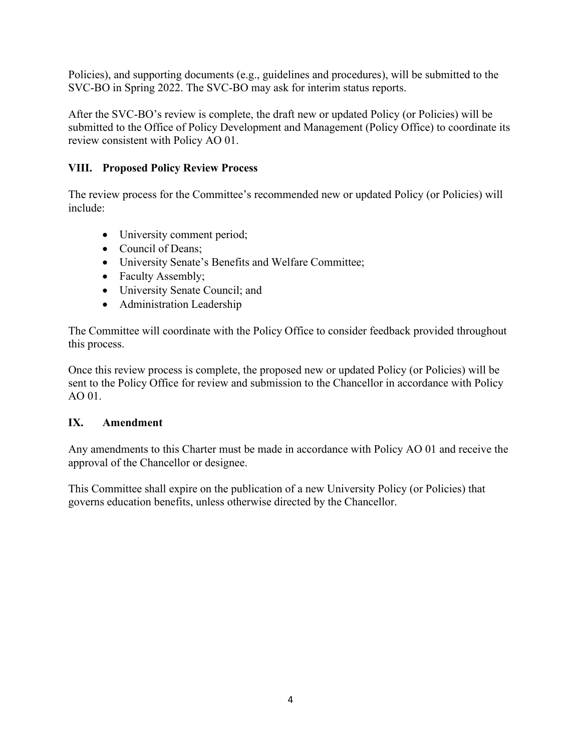Policies), and supporting documents (e.g., guidelines and procedures), will be submitted to the SVC-BO in Spring 2022. The SVC-BO may ask for interim status reports.

After the SVC-BO's review is complete, the draft new or updated Policy (or Policies) will be submitted to the Office of Policy Development and Management (Policy Office) to coordinate its review consistent with Policy AO 01.

## VIII. Proposed Policy Review Process

The review process for the Committee's recommended new or updated Policy (or Policies) will include:

- University comment period;
- Council of Deans;
- University Senate's Benefits and Welfare Committee;
- Faculty Assembly;
- University Senate Council; and
- Administration Leadership

The Committee will coordinate with the Policy Office to consider feedback provided throughout this process.

Once this review process is complete, the proposed new or updated Policy (or Policies) will be sent to the Policy Office for review and submission to the Chancellor in accordance with Policy AO 01.

## IX. Amendment

Any amendments to this Charter must be made in accordance with Policy AO 01 and receive the approval of the Chancellor or designee.

This Committee shall expire on the publication of a new University Policy (or Policies) that governs education benefits, unless otherwise directed by the Chancellor.